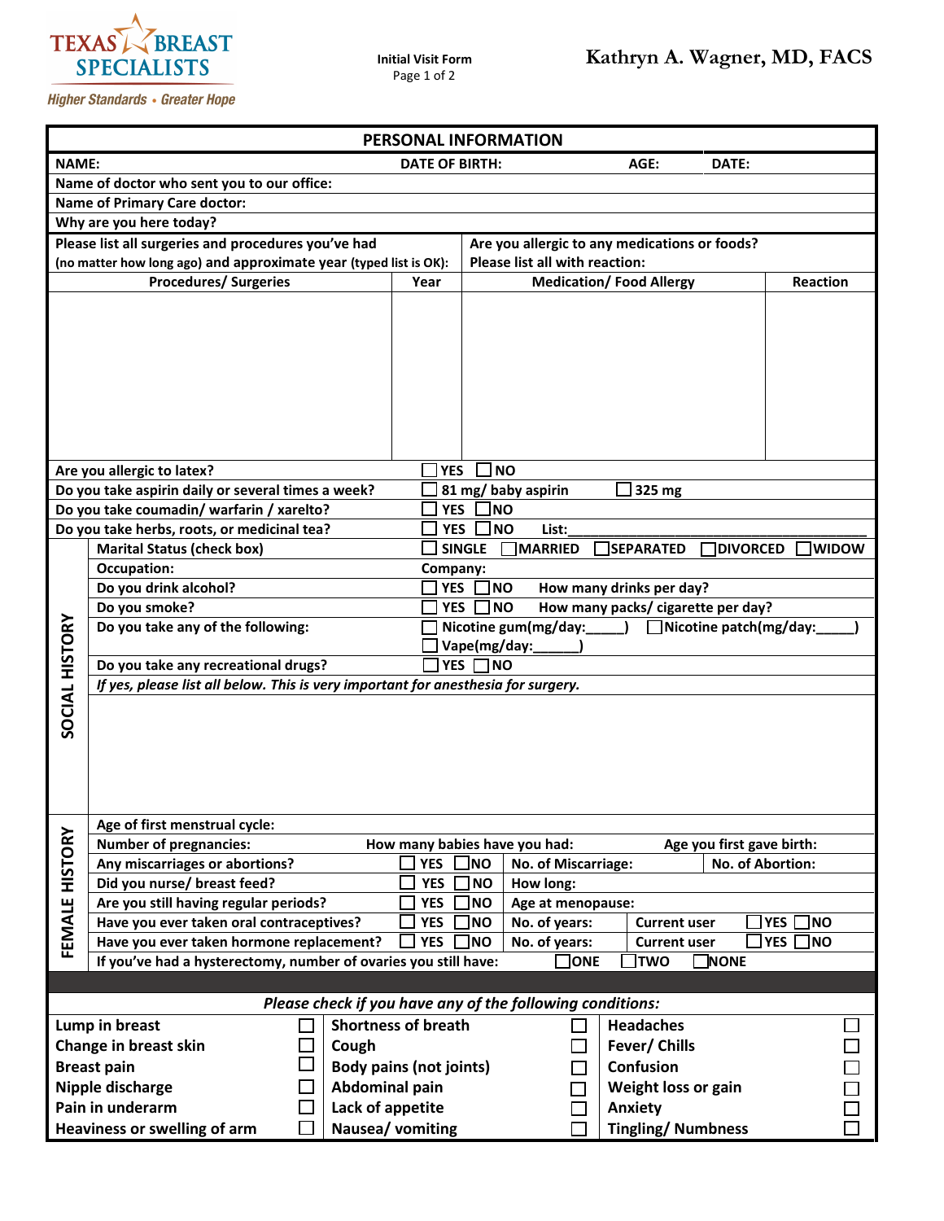TEXAS BREAST SPECIALISTS

*Higher Standards • Greater Hope*

**Initial Visit Form**
Page 1 of 2

**Kathryn A. Wagner, MD, FACS**

## PERSONAL INFORMATION

| NAME: | DATE OF BIRTH: | AGE: | DATE: |
|---|---|---|---|

**Name of doctor who sent you to our office:**

**Name of Primary Care doctor:**

**Why are you here today?**

| Please list all surgeries and procedures you've had (no matter how long ago) and approximate year (typed list is OK): | | Are you allergic to any medications or foods? Please list all with reaction: | |
|---|---|---|---|
| **Procedures/ Surgeries** | **Year** | **Medication/ Food Allergy** | **Reaction** |
| | | | |

| | |
|---|---|
| Are you allergic to latex? | ☐ YES ☐ NO |
| Do you take aspirin daily or several times a week? | ☐ 81 mg/ baby aspirin ☐ 325 mg |
| Do you take coumadin/ warfarin / xarelto? | ☐ YES ☐ NO |
| Do you take herbs, roots, or medicinal tea? | ☐ YES ☐ NO List:________________________ |

### SOCIAL HISTORY

| | |
|---|---|
| Marital Status (check box) | ☐ SINGLE ☐ MARRIED ☐ SEPARATED ☐ DIVORCED ☐ WIDOW |
| Occupation: | Company: |
| Do you drink alcohol? | ☐ YES ☐ NO How many drinks per day? |
| Do you smoke? | ☐ YES ☐ NO How many packs/ cigarette per day? |
| Do you take any of the following: | ☐ Nicotine gum(mg/day:_____) ☐ Nicotine patch(mg/day:_____) ☐ Vape(mg/day:______) |
| Do you take any recreational drugs? | ☐ YES ☐ NO |

*If yes, please list all below. This is very important for anesthesia for surgery.*

### FEMALE HISTORY

| | | | |
|---|---|---|---|
| Age of first menstrual cycle: | | | |
| Number of pregnancies: | How many babies have you had: | Age you first gave birth: | |
| Any miscarriages or abortions? | ☐ YES ☐ NO | No. of Miscarriage: | No. of Abortion: |
| Did you nurse/ breast feed? | ☐ YES ☐ NO | How long: | |
| Are you still having regular periods? | ☐ YES ☐ NO | Age at menopause: | |
| Have you ever taken oral contraceptives? | ☐ YES ☐ NO | No. of years: | Current user ☐ YES ☐ NO |
| Have you ever taken hormone replacement? | ☐ YES ☐ NO | No. of years: | Current user ☐ YES ☐ NO |
| If you've had a hysterectomy, number of ovaries you still have: | ☐ ONE ☐ TWO ☐ NONE | | |

*Please check if you have any of the following conditions:*

| | | | | | |
|---|---|---|---|---|---|
| Lump in breast | ☐ | Shortness of breath | ☐ | Headaches | ☐ |
| Change in breast skin | ☐ | Cough | ☐ | Fever/ Chills | ☐ |
| Breast pain | ☐ | Body pains (not joints) | ☐ | Confusion | ☐ |
| Nipple discharge | ☐ | Abdominal pain | ☐ | Weight loss or gain | ☐ |
| Pain in underarm | ☐ | Lack of appetite | ☐ | Anxiety | ☐ |
| Heaviness or swelling of arm | ☐ | Nausea/ vomiting | ☐ | Tingling/ Numbness | ☐ |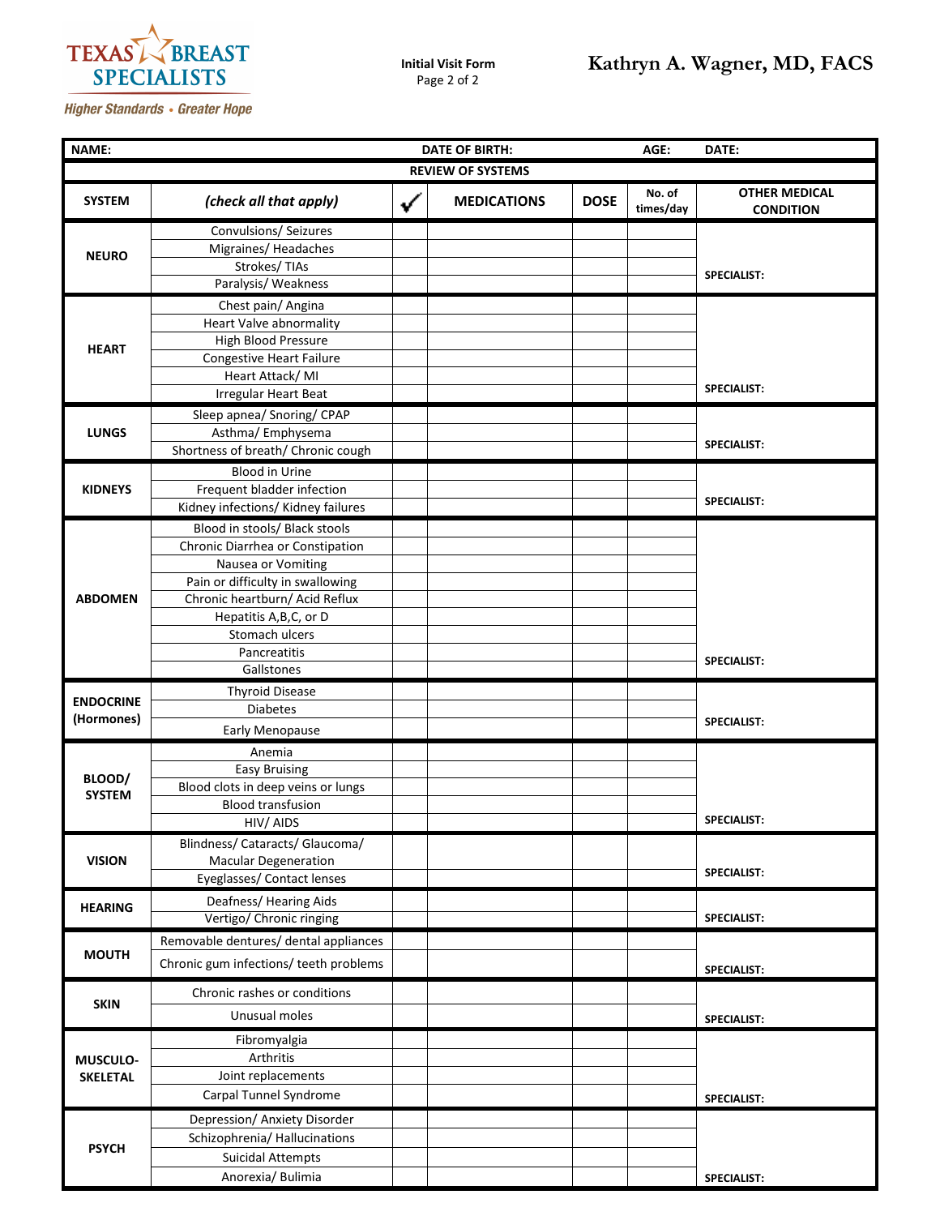TEXAS BREAST SPECIALISTS

Higher Standards • Greater Hope

**Initial Visit Form**
Page 2 of 2

**Kathryn A. Wagner, MD, FACS**

| NAME: | | DATE OF BIRTH: | | AGE: | | DATE: |
|---|---|---|---|---|---|---|
| **REVIEW OF SYSTEMS** | | | | | | |
| **SYSTEM** | ***(check all that apply)*** | ✔ | **MEDICATIONS** | **DOSE** | **No. of times/day** | **OTHER MEDICAL CONDITION** |
| **NEURO** | Convulsions/ Seizures | | | | | |
| | Migraines/ Headaches | | | | | |
| | Strokes/ TIAs | | | | | **SPECIALIST:** |
| | Paralysis/ Weakness | | | | | |
| **HEART** | Chest pain/ Angina | | | | | |
| | Heart Valve abnormality | | | | | |
| | High Blood Pressure | | | | | |
| | Congestive Heart Failure | | | | | |
| | Heart Attack/ MI | | | | | |
| | Irregular Heart Beat | | | | | **SPECIALIST:** |
| **LUNGS** | Sleep apnea/ Snoring/ CPAP | | | | | |
| | Asthma/ Emphysema | | | | | **SPECIALIST:** |
| | Shortness of breath/ Chronic cough | | | | | |
| **KIDNEYS** | Blood in Urine | | | | | |
| | Frequent bladder infection | | | | | **SPECIALIST:** |
| | Kidney infections/ Kidney failures | | | | | |
| **ABDOMEN** | Blood in stools/ Black stools | | | | | |
| | Chronic Diarrhea or Constipation | | | | | |
| | Nausea or Vomiting | | | | | |
| | Pain or difficulty in swallowing | | | | | |
| | Chronic heartburn/ Acid Reflux | | | | | |
| | Hepatitis A,B,C, or D | | | | | |
| | Stomach ulcers | | | | | |
| | Pancreatitis | | | | | **SPECIALIST:** |
| | Gallstones | | | | | |
| **ENDOCRINE (Hormones)** | Thyroid Disease | | | | | |
| | Diabetes | | | | | **SPECIALIST:** |
| | Early Menopause | | | | | |
| **BLOOD/ SYSTEM** | Anemia | | | | | |
| | Easy Bruising | | | | | |
| | Blood clots in deep veins or lungs | | | | | |
| | Blood transfusion | | | | | |
| | HIV/ AIDS | | | | | **SPECIALIST:** |
| **VISION** | Blindness/ Cataracts/ Glaucoma/ Macular Degeneration | | | | | |
| | Eyeglasses/ Contact lenses | | | | | **SPECIALIST:** |
| **HEARING** | Deafness/ Hearing Aids | | | | | |
| | Vertigo/ Chronic ringing | | | | | **SPECIALIST:** |
| **MOUTH** | Removable dentures/ dental appliances | | | | | |
| | Chronic gum infections/ teeth problems | | | | | **SPECIALIST:** |
| **SKIN** | Chronic rashes or conditions | | | | | |
| | Unusual moles | | | | | **SPECIALIST:** |
| **MUSCULO-SKELETAL** | Fibromyalgia | | | | | |
| | Arthritis | | | | | |
| | Joint replacements | | | | | |
| | Carpal Tunnel Syndrome | | | | | **SPECIALIST:** |
| **PSYCH** | Depression/ Anxiety Disorder | | | | | |
| | Schizophrenia/ Hallucinations | | | | | |
| | Suicidal Attempts | | | | | |
| | Anorexia/ Bulimia | | | | | **SPECIALIST:** |